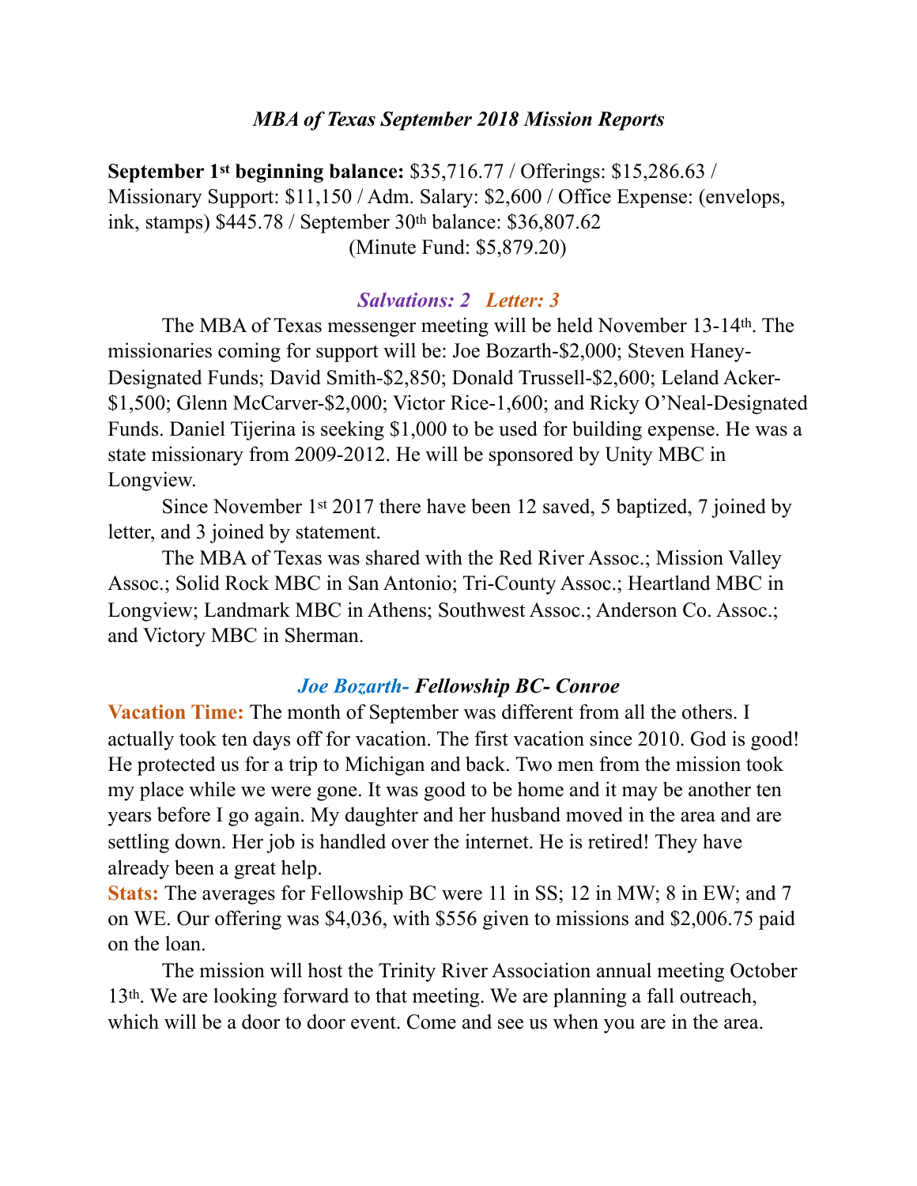### *MBA of Texas September 2018 Mission Reports*

**September 1st beginning balance:** \$35,716.77 / Offerings: \$15,286.63 / Missionary Support: \$11,150 / Adm. Salary: \$2,600 / Office Expense: (envelops, ink, stamps) \$445.78 / September 30th balance: \$36,807.62

(Minute Fund: \$5,879.20)

***Salvations: 2 Letter: 3***

The MBA of Texas messenger meeting will be held November 13-14th. The missionaries coming for support will be: Joe Bozarth-\$2,000; Steven Haney-Designated Funds; David Smith-\$2,850; Donald Trussell-\$2,600; Leland Acker-\$1,500; Glenn McCarver-\$2,000; Victor Rice-1,600; and Ricky O'Neal-Designated Funds. Daniel Tijerina is seeking \$1,000 to be used for building expense. He was a state missionary from 2009-2012. He will be sponsored by Unity MBC in Longview.

Since November 1st 2017 there have been 12 saved, 5 baptized, 7 joined by letter, and 3 joined by statement.

The MBA of Texas was shared with the Red River Assoc.; Mission Valley Assoc.; Solid Rock MBC in San Antonio; Tri-County Assoc.; Heartland MBC in Longview; Landmark MBC in Athens; Southwest Assoc.; Anderson Co. Assoc.; and Victory MBC in Sherman.

### *Joe Bozarth- Fellowship BC- Conroe*

**Vacation Time:** The month of September was different from all the others. I actually took ten days off for vacation. The first vacation since 2010. God is good! He protected us for a trip to Michigan and back. Two men from the mission took my place while we were gone. It was good to be home and it may be another ten years before I go again. My daughter and her husband moved in the area and are settling down. Her job is handled over the internet. He is retired! They have already been a great help.

**Stats:** The averages for Fellowship BC were 11 in SS; 12 in MW; 8 in EW; and 7 on WE. Our offering was \$4,036, with \$556 given to missions and \$2,006.75 paid on the loan.

The mission will host the Trinity River Association annual meeting October 13th. We are looking forward to that meeting. We are planning a fall outreach, which will be a door to door event. Come and see us when you are in the area.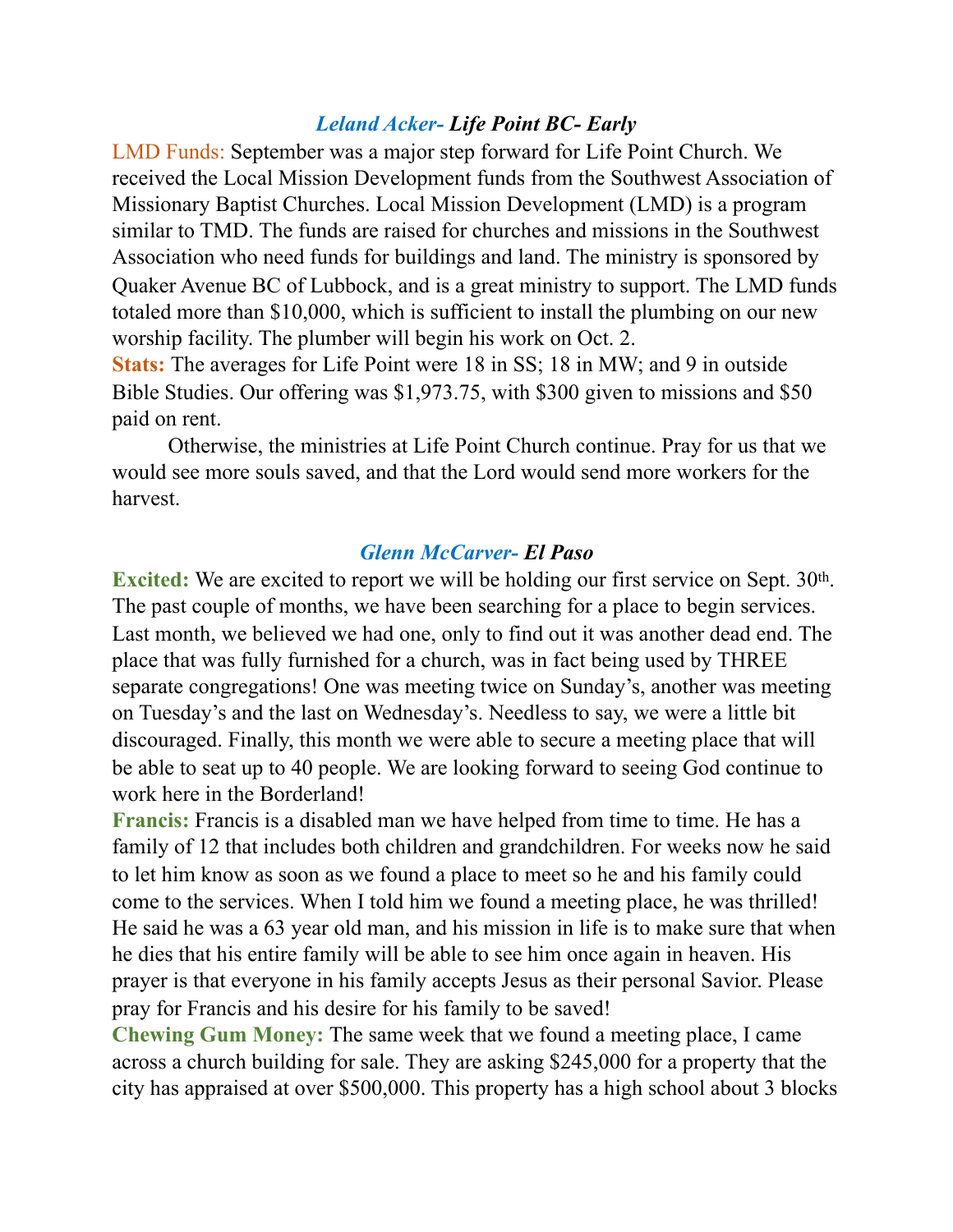### *Leland Acker- Life Point BC- Early*

LMD Funds: September was a major step forward for Life Point Church. We received the Local Mission Development funds from the Southwest Association of Missionary Baptist Churches. Local Mission Development (LMD) is a program similar to TMD. The funds are raised for churches and missions in the Southwest Association who need funds for buildings and land. The ministry is sponsored by Quaker Avenue BC of Lubbock, and is a great ministry to support. The LMD funds totaled more than $10,000, which is sufficient to install the plumbing on our new worship facility. The plumber will begin his work on Oct. 2.

**Stats:** The averages for Life Point were 18 in SS; 18 in MW; and 9 in outside Bible Studies. Our offering was $1,973.75, with $300 given to missions and $50 paid on rent.

Otherwise, the ministries at Life Point Church continue. Pray for us that we would see more souls saved, and that the Lord would send more workers for the harvest.

### *Glenn McCarver- El Paso*

**Excited:** We are excited to report we will be holding our first service on Sept. 30th. The past couple of months, we have been searching for a place to begin services. Last month, we believed we had one, only to find out it was another dead end. The place that was fully furnished for a church, was in fact being used by THREE separate congregations! One was meeting twice on Sunday's, another was meeting on Tuesday's and the last on Wednesday's. Needless to say, we were a little bit discouraged. Finally, this month we were able to secure a meeting place that will be able to seat up to 40 people. We are looking forward to seeing God continue to work here in the Borderland!

**Francis:** Francis is a disabled man we have helped from time to time. He has a family of 12 that includes both children and grandchildren. For weeks now he said to let him know as soon as we found a place to meet so he and his family could come to the services. When I told him we found a meeting place, he was thrilled! He said he was a 63 year old man, and his mission in life is to make sure that when he dies that his entire family will be able to see him once again in heaven. His prayer is that everyone in his family accepts Jesus as their personal Savior. Please pray for Francis and his desire for his family to be saved!

**Chewing Gum Money:** The same week that we found a meeting place, I came across a church building for sale. They are asking $245,000 for a property that the city has appraised at over $500,000. This property has a high school about 3 blocks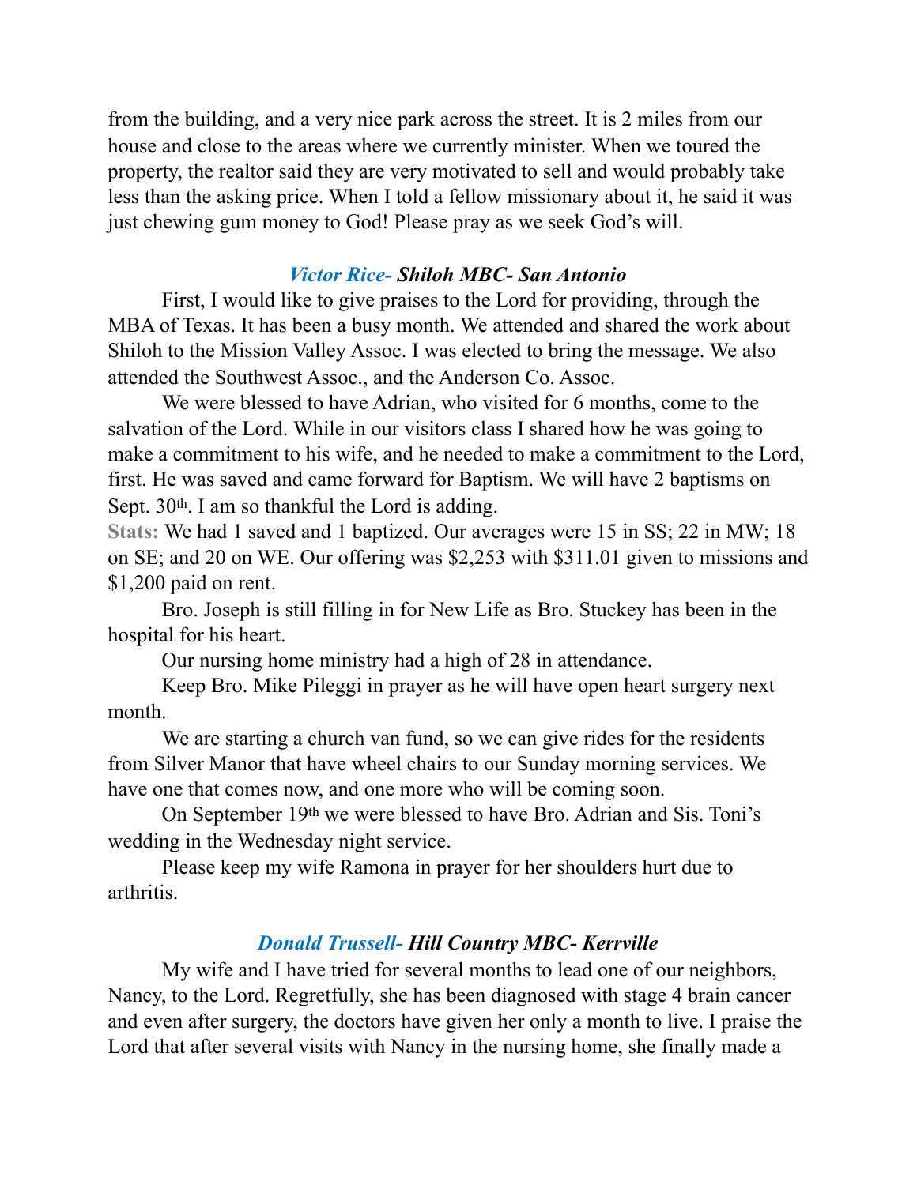from the building, and a very nice park across the street. It is 2 miles from our house and close to the areas where we currently minister. When we toured the property, the realtor said they are very motivated to sell and would probably take less than the asking price. When I told a fellow missionary about it, he said it was just chewing gum money to God! Please pray as we seek God's will.

### *Victor Rice- **Shiloh MBC- San Antonio***

First, I would like to give praises to the Lord for providing, through the MBA of Texas. It has been a busy month. We attended and shared the work about Shiloh to the Mission Valley Assoc. I was elected to bring the message. We also attended the Southwest Assoc., and the Anderson Co. Assoc.

We were blessed to have Adrian, who visited for 6 months, come to the salvation of the Lord. While in our visitors class I shared how he was going to make a commitment to his wife, and he needed to make a commitment to the Lord, first. He was saved and came forward for Baptism. We will have 2 baptisms on Sept. 30th. I am so thankful the Lord is adding.

**Stats:** We had 1 saved and 1 baptized. Our averages were 15 in SS; 22 in MW; 18 on SE; and 20 on WE. Our offering was $2,253 with $311.01 given to missions and $1,200 paid on rent.

Bro. Joseph is still filling in for New Life as Bro. Stuckey has been in the hospital for his heart.

Our nursing home ministry had a high of 28 in attendance.

Keep Bro. Mike Pileggi in prayer as he will have open heart surgery next month.

We are starting a church van fund, so we can give rides for the residents from Silver Manor that have wheel chairs to our Sunday morning services. We have one that comes now, and one more who will be coming soon.

On September 19th we were blessed to have Bro. Adrian and Sis. Toni's wedding in the Wednesday night service.

Please keep my wife Ramona in prayer for her shoulders hurt due to arthritis.

### *Donald Trussell- **Hill Country MBC- Kerrville***

My wife and I have tried for several months to lead one of our neighbors, Nancy, to the Lord. Regretfully, she has been diagnosed with stage 4 brain cancer and even after surgery, the doctors have given her only a month to live. I praise the Lord that after several visits with Nancy in the nursing home, she finally made a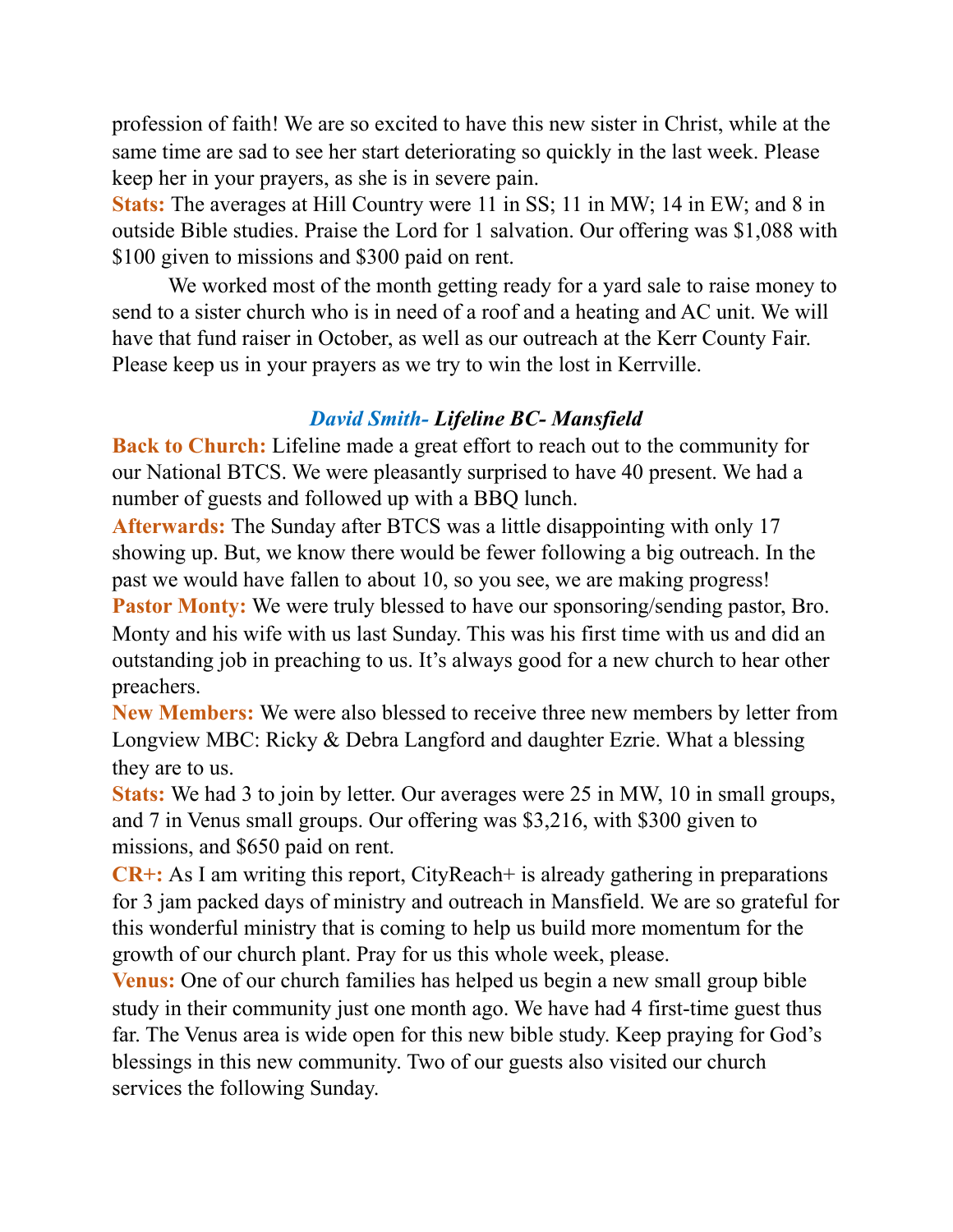profession of faith! We are so excited to have this new sister in Christ, while at the same time are sad to see her start deteriorating so quickly in the last week. Please keep her in your prayers, as she is in severe pain.

**Stats:** The averages at Hill Country were 11 in SS; 11 in MW; 14 in EW; and 8 in outside Bible studies. Praise the Lord for 1 salvation. Our offering was $1,088 with $100 given to missions and $300 paid on rent.

We worked most of the month getting ready for a yard sale to raise money to send to a sister church who is in need of a roof and a heating and AC unit. We will have that fund raiser in October, as well as our outreach at the Kerr County Fair. Please keep us in your prayers as we try to win the lost in Kerrville.

### *David Smith- **Lifeline BC- Mansfield***

**Back to Church:** Lifeline made a great effort to reach out to the community for our National BTCS. We were pleasantly surprised to have 40 present. We had a number of guests and followed up with a BBQ lunch.

**Afterwards:** The Sunday after BTCS was a little disappointing with only 17 showing up. But, we know there would be fewer following a big outreach. In the past we would have fallen to about 10, so you see, we are making progress!

**Pastor Monty:** We were truly blessed to have our sponsoring/sending pastor, Bro. Monty and his wife with us last Sunday. This was his first time with us and did an outstanding job in preaching to us. It's always good for a new church to hear other preachers.

**New Members:** We were also blessed to receive three new members by letter from Longview MBC: Ricky & Debra Langford and daughter Ezrie. What a blessing they are to us.

**Stats:** We had 3 to join by letter. Our averages were 25 in MW, 10 in small groups, and 7 in Venus small groups. Our offering was $3,216, with $300 given to missions, and $650 paid on rent.

**CR+:** As I am writing this report, CityReach+ is already gathering in preparations for 3 jam packed days of ministry and outreach in Mansfield. We are so grateful for this wonderful ministry that is coming to help us build more momentum for the growth of our church plant. Pray for us this whole week, please.

**Venus:** One of our church families has helped us begin a new small group bible study in their community just one month ago. We have had 4 first-time guest thus far. The Venus area is wide open for this new bible study. Keep praying for God's blessings in this new community. Two of our guests also visited our church services the following Sunday.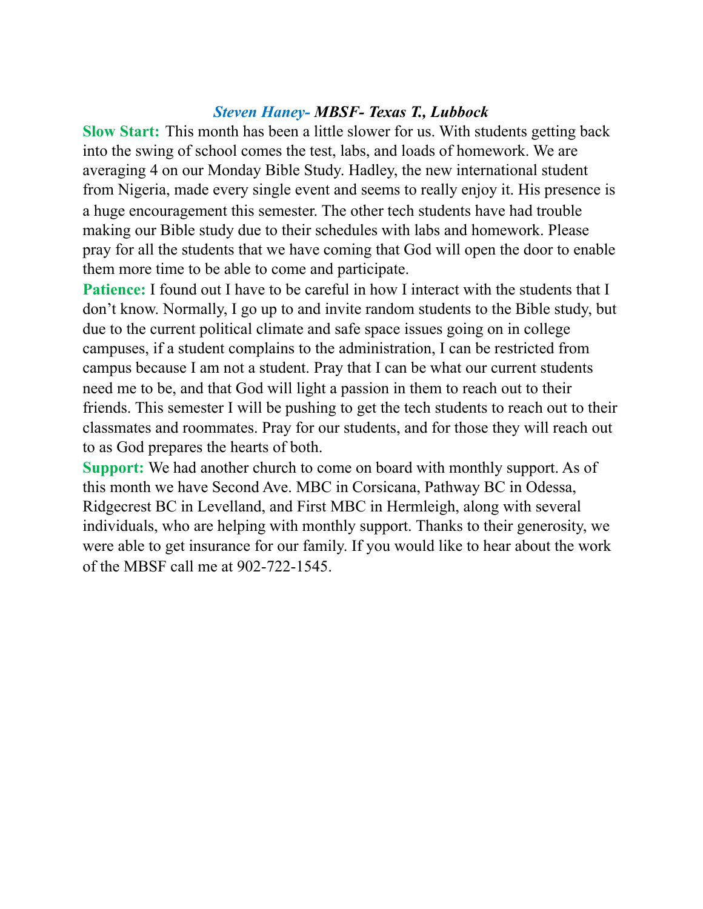### *Steven Haney- **MBSF- Texas T., Lubbock***

**Slow Start:** This month has been a little slower for us. With students getting back into the swing of school comes the test, labs, and loads of homework. We are averaging 4 on our Monday Bible Study. Hadley, the new international student from Nigeria, made every single event and seems to really enjoy it. His presence is a huge encouragement this semester. The other tech students have had trouble making our Bible study due to their schedules with labs and homework. Please pray for all the students that we have coming that God will open the door to enable them more time to be able to come and participate.

**Patience:** I found out I have to be careful in how I interact with the students that I don't know. Normally, I go up to and invite random students to the Bible study, but due to the current political climate and safe space issues going on in college campuses, if a student complains to the administration, I can be restricted from campus because I am not a student. Pray that I can be what our current students need me to be, and that God will light a passion in them to reach out to their friends. This semester I will be pushing to get the tech students to reach out to their classmates and roommates. Pray for our students, and for those they will reach out to as God prepares the hearts of both.

**Support:** We had another church to come on board with monthly support. As of this month we have Second Ave. MBC in Corsicana, Pathway BC in Odessa, Ridgecrest BC in Levelland, and First MBC in Hermleigh, along with several individuals, who are helping with monthly support. Thanks to their generosity, we were able to get insurance for our family. If you would like to hear about the work of the MBSF call me at 902-722-1545.